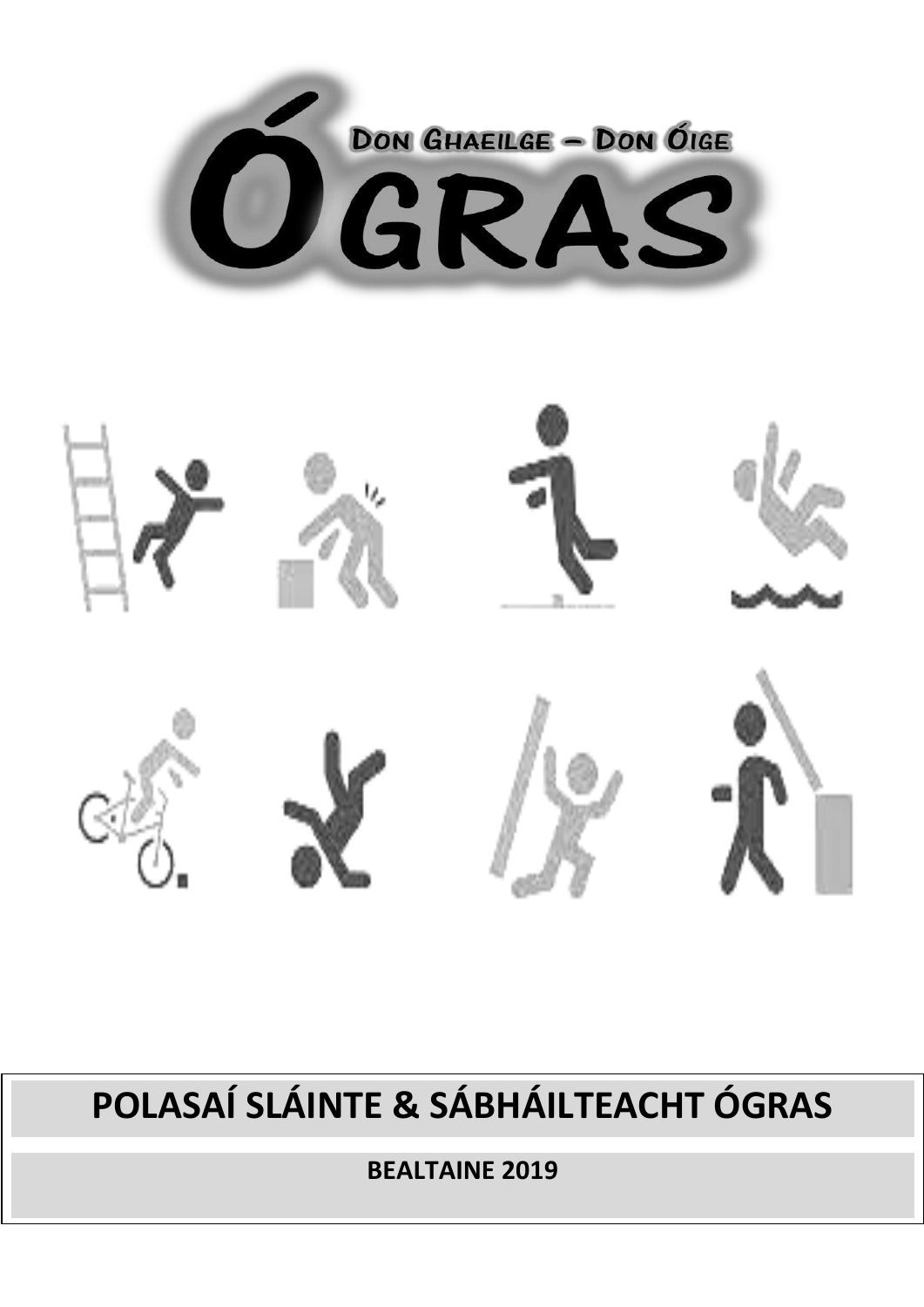DON GHAEILGE – DON ÓIGE

# ÓGRAS

# POLASAÍ SLÁINTE & SÁBHÁILTEACHT ÓGRAS

**BEALTAINE 2019**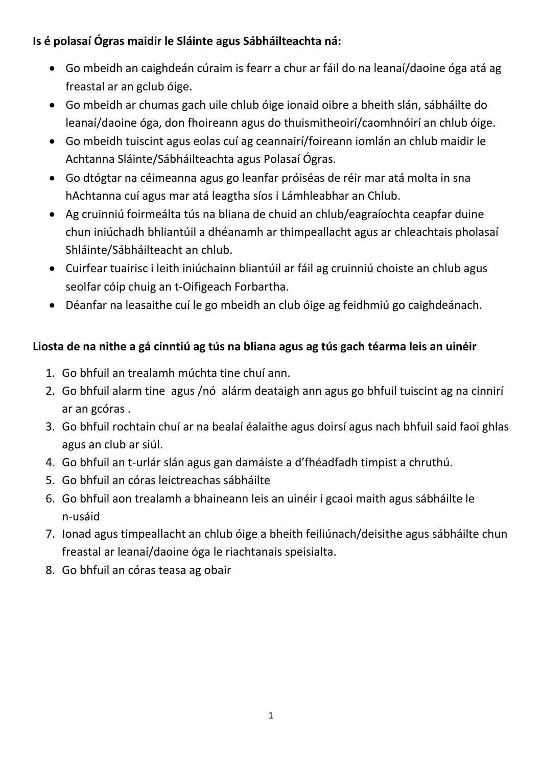**Is é polasaí Ógras maidir le Sláinte agus Sábháilteachta ná:**

- Go mbeidh an caighdeán cúraim is fearr a chur ar fáil do na leanaí/daoine óga atá ag freastal ar an gclub óige.
- Go mbeidh ar chumas gach uile chlub óige ionaid oibre a bheith slán, sábháilte do leanaí/daoine óga, don fhoireann agus do thuismitheoirí/caomhnóirí an chlub óige.
- Go mbeidh tuiscint agus eolas cuí ag ceannairí/foireann iomlán an chlub maidir le Achtanna Sláinte/Sábháilteachta agus Polasaí Ógras.
- Go dtógtar na céimeanna agus go leanfar próiséas de réir mar atá molta in sna hAchtanna cuí agus mar atá leagtha síos i Lámhleabhar an Chlub.
- Ag cruinniú foirmeálta tús na bliana de chuid an chlub/eagraíochta ceapfar duine chun iniúchadh bhliantúil a dhéanamh ar thimpeallacht agus ar chleachtais pholasaí Shláinte/Sábháilteacht an chlub.
- Cuirfear tuairisc i leith iniúchainn bliantúil ar fáil ag cruinniú choiste an chlub agus seolfar cóip chuig an t-Oifigeach Forbartha.
- Déanfar na leasaithe cuí le go mbeidh an club óige ag feidhmiú go caighdeánach.

**Liosta de na nithe a gá cinntiú ag tús na bliana agus ag tús gach téarma leis an uinéir**

1. Go bhfuil an trealamh múchta tine chuí ann.
2. Go bhfuil alarm tine agus /nó alárm deataigh ann agus go bhfuil tuiscint ag na cinnirí ar an gcóras .
3. Go bhfuil rochtain chuí ar na bealaí éalaithe agus doirsí agus nach bhfuil said faoi ghlas agus an club ar siúl.
4. Go bhfuil an t-urlár slán agus gan damáiste a d'fhéadfadh timpist a chruthú.
5. Go bhfuil an córas leictreachas sábháilte
6. Go bhfuil aon trealamh a bhaineann leis an uinéir i gcaoi maith agus sábháilte le n-usáid
7. Ionad agus timpeallacht an chlub óige a bheith feiliúnach/deisithe agus sábháilte chun freastal ar leanaí/daoine óga le riachtanais speisialta.
8. Go bhfuil an córas teasa ag obair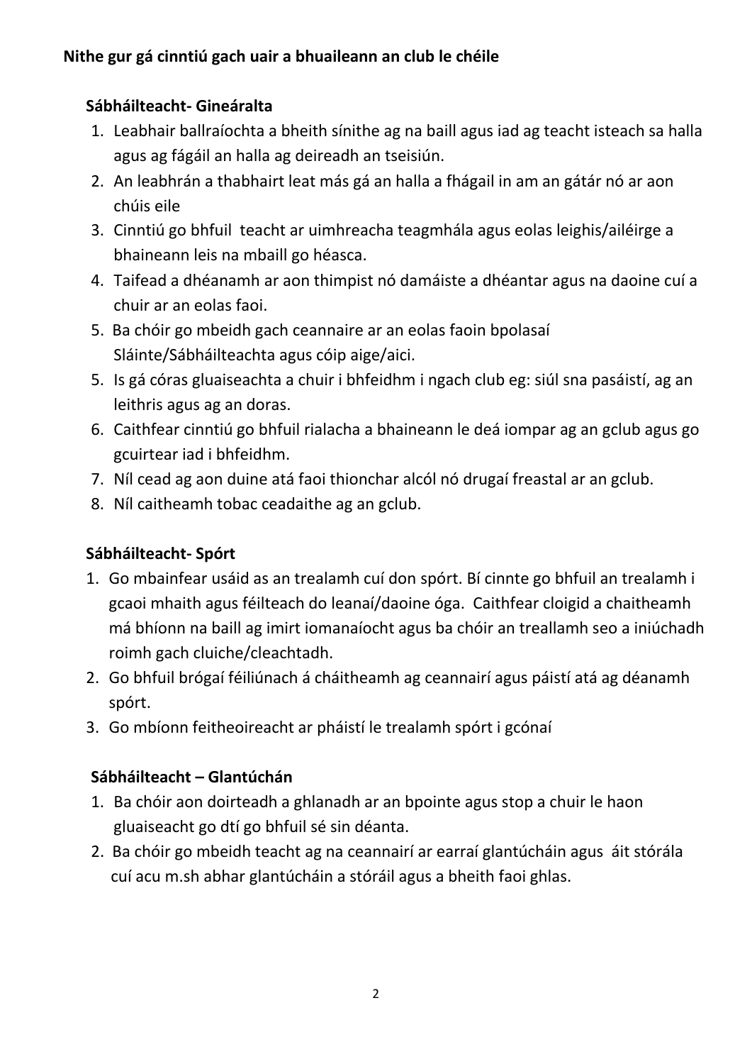**Nithe gur gá cinntiú gach uair a bhuaileann an club le chéile**

**Sábháilteacht- Gineáralta**

1. Leabhair ballraíochta a bheith sínithe ag na baill agus iad ag teacht isteach sa halla agus ag fágáil an halla ag deireadh an tseisiún.
2. An leabhrán a thabhairt leat más gá an halla a fhágail in am an gátár nó ar aon chúis eile
3. Cinntiú go bhfuil teacht ar uimhreacha teagmhála agus eolas leighis/ailéirge a bhaineann leis na mbaill go héasca.
4. Taifead a dhéanamh ar aon thimpist nó damáiste a dhéantar agus na daoine cuí a chuir ar an eolas faoi.
5. Ba chóir go mbeidh gach ceannaire ar an eolas faoin bpolasaí Sláinte/Sábháilteachta agus cóip aige/aici.
5. Is gá córas gluaiseachta a chuir i bhfeidhm i ngach club eg: siúl sna pasáistí, ag an leithris agus ag an doras.
6. Caithfear cinntiú go bhfuil rialacha a bhaineann le deá iompar ag an gclub agus go gcuirtear iad i bhfeidhm.
7. Níl cead ag aon duine atá faoi thionchar alcól nó drugaí freastal ar an gclub.
8. Níl caitheamh tobac ceadaithe ag an gclub.

**Sábháilteacht- Spórt**

1. Go mbainfear usáid as an trealamh cuí don spórt. Bí cinnte go bhfuil an trealamh i gcaoi mhaith agus féilteach do leanaí/daoine óga. Caithfear cloigid a chaitheamh má bhíonn na baill ag imirt iomanaíocht agus ba chóir an treallamh seo a iniúchadh roimh gach cluiche/cleachtadh.
2. Go bhfuil brógaí féiliúnach á cháitheamh ag ceannairí agus páistí atá ag déanamh spórt.
3. Go mbíonn feitheoireacht ar pháistí le trealamh spórt i gcónaí

**Sábháilteacht – Glantúchán**

1. Ba chóir aon doirteadh a ghlanadh ar an bpointe agus stop a chuir le haon gluaiseacht go dtí go bhfuil sé sin déanta.
2. Ba chóir go mbeidh teacht ag na ceannairí ar earraí glantúcháin agus áit stórála cuí acu m.sh abhar glantúcháin a stóráil agus a bheith faoi ghlas.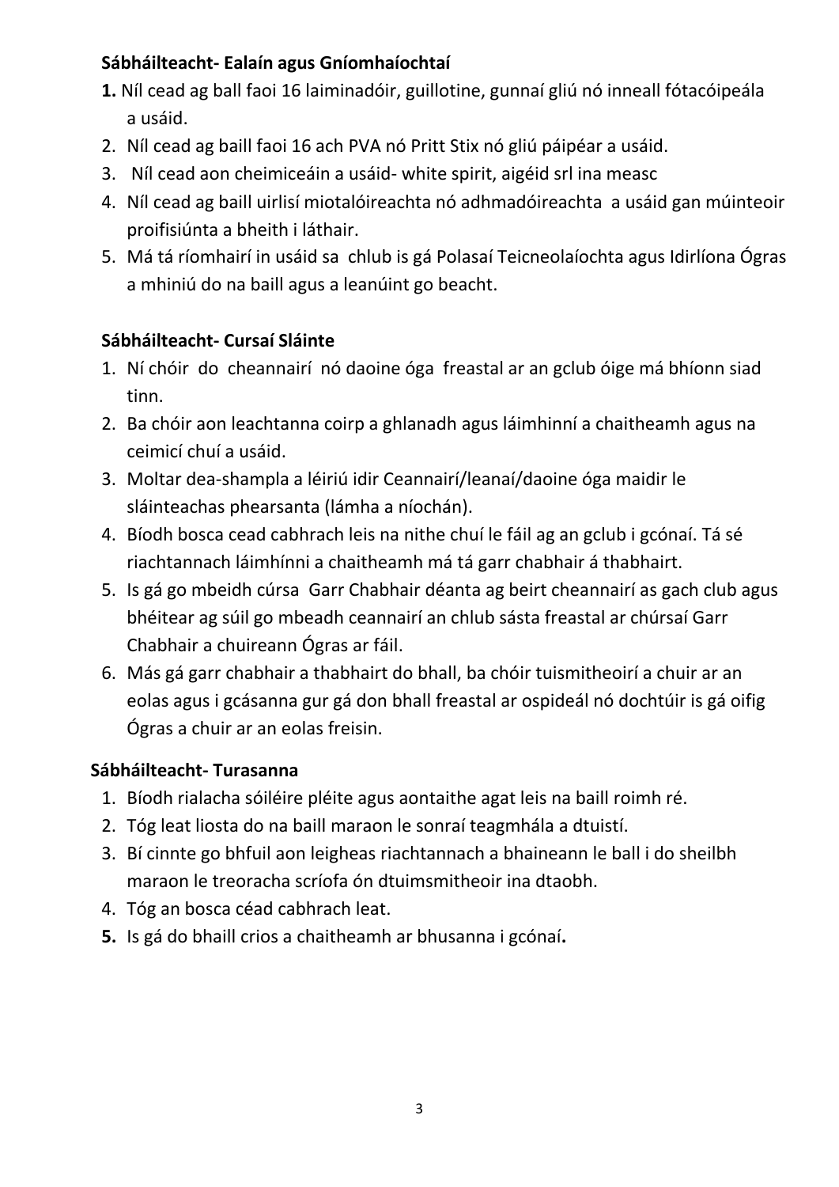**Sábháilteacht- Ealaín agus Gníomhaíochtaí**

1. Níl cead ag ball faoi 16 laiminadóir, guillotine, gunnaí gliú nó inneall fótacóipeála a usáid.
2. Níl cead ag baill faoi 16 ach PVA nó Pritt Stix nó gliú páipéar a usáid.
3. Níl cead aon cheimiceáin a usáid- white spirit, aigéid srl ina measc
4. Níl cead ag baill uirlisí miotalóireachta nó adhmadóireachta a usáid gan múinteoir proifisiúnta a bheith i láthair.
5. Má tá ríomhairí in usáid sa chlub is gá Polasaí Teicneolaíochta agus Idirlíona Ógras a mhiniú do na baill agus a leanúint go beacht.

**Sábháilteacht- Cursaí Sláinte**

1. Ní chóir do cheannairí nó daoine óga freastal ar an gclub óige má bhíonn siad tinn.
2. Ba chóir aon leachtanna coirp a ghlanadh agus láimhinní a chaitheamh agus na ceimicí chuí a usáid.
3. Moltar dea-shampla a léiriú idir Ceannairí/leanaí/daoine óga maidir le sláinteachas phearsanta (lámha a níochán).
4. Bíodh bosca cead cabhrach leis na nithe chuí le fáil ag an gclub i gcónaí. Tá sé riachtannach láimhínni a chaitheamh má tá garr chabhair á thabhairt.
5. Is gá go mbeidh cúrsa Garr Chabhair déanta ag beirt cheannairí as gach club agus bhéitear ag súil go mbeadh ceannairí an chlub sásta freastal ar chúrsaí Garr Chabhair a chuireann Ógras ar fáil.
6. Más gá garr chabhair a thabhairt do bhall, ba chóir tuismitheoirí a chuir ar an eolas agus i gcásanna gur gá don bhall freastal ar ospideál nó dochtúir is gá oifig Ógras a chuir ar an eolas freisin.

**Sábháilteacht- Turasanna**

1. Bíodh rialacha sóiléire pléite agus aontaithe agat leis na baill roimh ré.
2. Tóg leat liosta do na baill maraon le sonraí teagmhála a dtuistí.
3. Bí cinnte go bhfuil aon leigheas riachtannach a bhaineann le ball i do sheilbh maraon le treoracha scríofa ón dtuimsmitheoir ina dtaobh.
4. Tóg an bosca céad cabhrach leat.
5. Is gá do bhaill crios a chaitheamh ar bhusanna i gcónaí.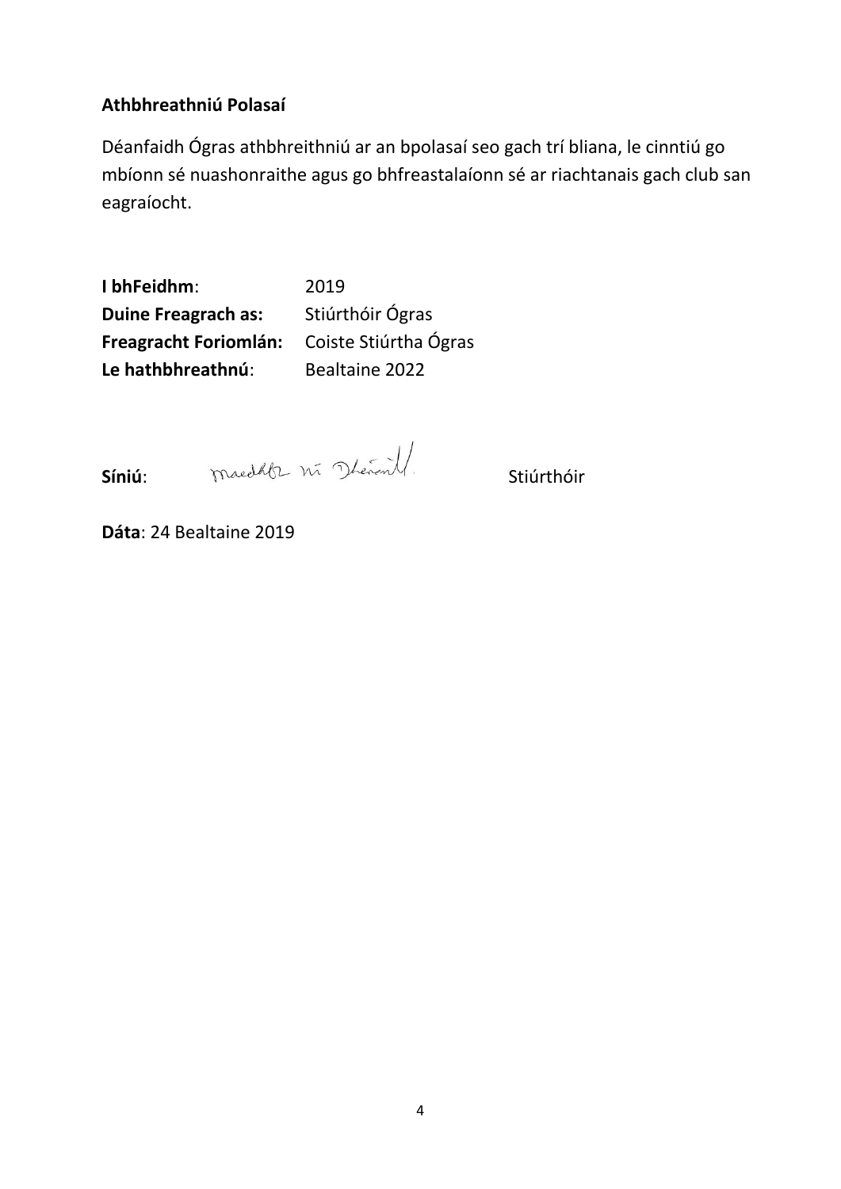**Athbhreathniú Polasaí**

Déanfaidh Ógras athbhreithniú ar an bpolasaí seo gach trí bliana, le cinntiú go mbíonn sé nuashonraithe agus go bhfreastalaíonn sé ar riachtanais gach club san eagraíocht.

| | |
|---|---|
| **I bhFeidhm**: | 2019 |
| **Duine Freagrach as:** | Stiúrthóir Ógras |
| **Freagracht Foriomlán:** | Coiste Stiúrtha Ógras |
| **Le hathbhreathnú**: | Bealtaine 2022 |

**Síniú**: Maedhbh Ní Dhónaill Stiúrthóir

**Dáta**: 24 Bealtaine 2019